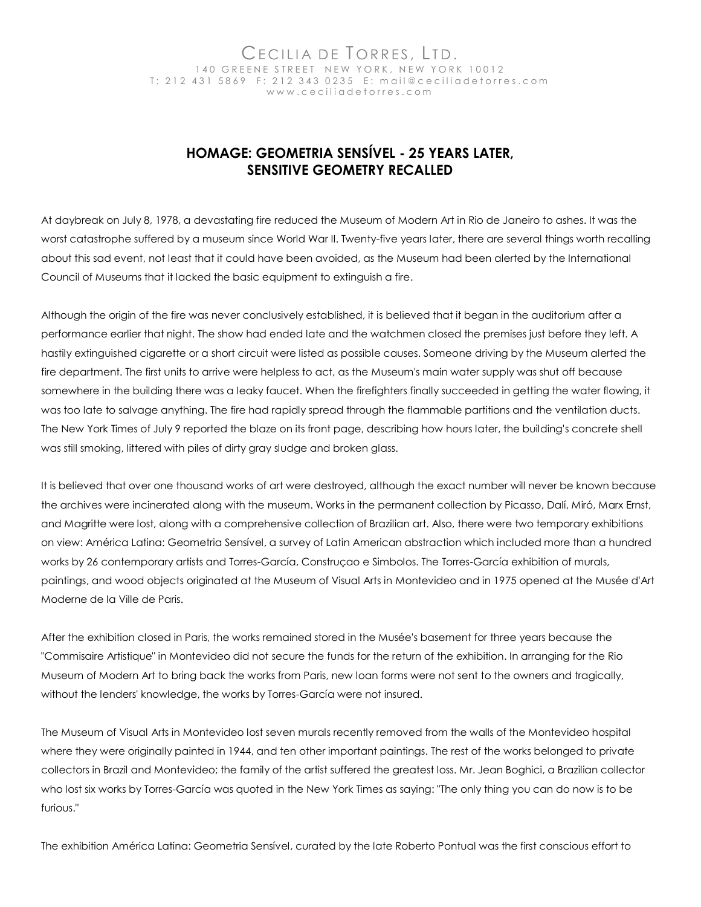CECILIA DE TORRES, LTD.
140 GREENE STREET NEW YORK, NEW YORK 10012
T: 212 431 5869 F: 212 343 0235 E: mail@ceciliadetorres.com
www.ceciliadetorres.com

# HOMAGE: GEOMETRIA SENSÍVEL - 25 YEARS LATER, SENSITIVE GEOMETRY RECALLED

At daybreak on July 8, 1978, a devastating fire reduced the Museum of Modern Art in Rio de Janeiro to ashes. It was the worst catastrophe suffered by a museum since World War II. Twenty-five years later, there are several things worth recalling about this sad event, not least that it could have been avoided, as the Museum had been alerted by the International Council of Museums that it lacked the basic equipment to extinguish a fire.

Although the origin of the fire was never conclusively established, it is believed that it began in the auditorium after a performance earlier that night. The show had ended late and the watchmen closed the premises just before they left. A hastily extinguished cigarette or a short circuit were listed as possible causes. Someone driving by the Museum alerted the fire department. The first units to arrive were helpless to act, as the Museum's main water supply was shut off because somewhere in the building there was a leaky faucet. When the firefighters finally succeeded in getting the water flowing, it was too late to salvage anything. The fire had rapidly spread through the flammable partitions and the ventilation ducts. The New York Times of July 9 reported the blaze on its front page, describing how hours later, the building's concrete shell was still smoking, littered with piles of dirty gray sludge and broken glass.

It is believed that over one thousand works of art were destroyed, although the exact number will never be known because the archives were incinerated along with the museum. Works in the permanent collection by Picasso, Dalí, Miró, Marx Ernst, and Magritte were lost, along with a comprehensive collection of Brazilian art. Also, there were two temporary exhibitions on view: América Latina: Geometria Sensível, a survey of Latin American abstraction which included more than a hundred works by 26 contemporary artists and Torres-García, Construçao e Simbolos. The Torres-García exhibition of murals, paintings, and wood objects originated at the Museum of Visual Arts in Montevideo and in 1975 opened at the Musée d'Art Moderne de la Ville de Paris.

After the exhibition closed in Paris, the works remained stored in the Musée's basement for three years because the "Commisaire Artistique" in Montevideo did not secure the funds for the return of the exhibition. In arranging for the Rio Museum of Modern Art to bring back the works from Paris, new loan forms were not sent to the owners and tragically, without the lenders' knowledge, the works by Torres-García were not insured.

The Museum of Visual Arts in Montevideo lost seven murals recently removed from the walls of the Montevideo hospital where they were originally painted in 1944, and ten other important paintings. The rest of the works belonged to private collectors in Brazil and Montevideo; the family of the artist suffered the greatest loss. Mr. Jean Boghici, a Brazilian collector who lost six works by Torres-García was quoted in the New York Times as saying: "The only thing you can do now is to be furious."

The exhibition América Latina: Geometria Sensível, curated by the late Roberto Pontual was the first conscious effort to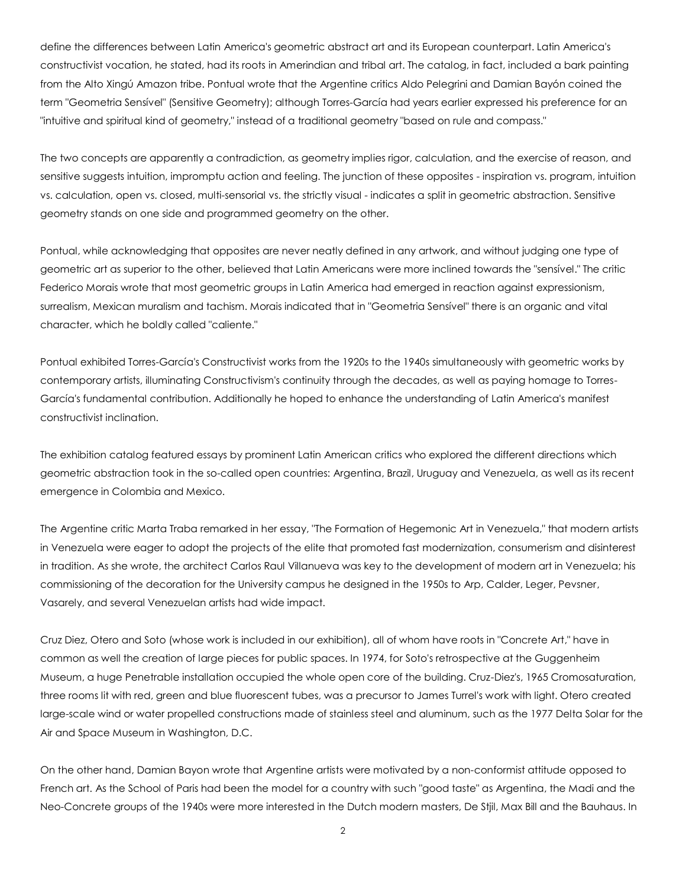define the differences between Latin America's geometric abstract art and its European counterpart. Latin America's constructivist vocation, he stated, had its roots in Amerindian and tribal art. The catalog, in fact, included a bark painting from the Alto Xingú Amazon tribe. Pontual wrote that the Argentine critics Aldo Pelegrini and Damian Bayón coined the term "Geometria Sensível" (Sensitive Geometry); although Torres-García had years earlier expressed his preference for an "intuitive and spiritual kind of geometry," instead of a traditional geometry "based on rule and compass."

The two concepts are apparently a contradiction, as geometry implies rigor, calculation, and the exercise of reason, and sensitive suggests intuition, impromptu action and feeling. The junction of these opposites - inspiration vs. program, intuition vs. calculation, open vs. closed, multi-sensorial vs. the strictly visual - indicates a split in geometric abstraction. Sensitive geometry stands on one side and programmed geometry on the other.

Pontual, while acknowledging that opposites are never neatly defined in any artwork, and without judging one type of geometric art as superior to the other, believed that Latin Americans were more inclined towards the "sensível." The critic Federico Morais wrote that most geometric groups in Latin America had emerged in reaction against expressionism, surrealism, Mexican muralism and tachism. Morais indicated that in "Geometria Sensível" there is an organic and vital character, which he boldly called "caliente."

Pontual exhibited Torres-García's Constructivist works from the 1920s to the 1940s simultaneously with geometric works by contemporary artists, illuminating Constructivism's continuity through the decades, as well as paying homage to Torres-García's fundamental contribution. Additionally he hoped to enhance the understanding of Latin America's manifest constructivist inclination.

The exhibition catalog featured essays by prominent Latin American critics who explored the different directions which geometric abstraction took in the so-called open countries: Argentina, Brazil, Uruguay and Venezuela, as well as its recent emergence in Colombia and Mexico.

The Argentine critic Marta Traba remarked in her essay, "The Formation of Hegemonic Art in Venezuela," that modern artists in Venezuela were eager to adopt the projects of the elite that promoted fast modernization, consumerism and disinterest in tradition. As she wrote, the architect Carlos Raul Villanueva was key to the development of modern art in Venezuela; his commissioning of the decoration for the University campus he designed in the 1950s to Arp, Calder, Leger, Pevsner, Vasarely, and several Venezuelan artists had wide impact.

Cruz Diez, Otero and Soto (whose work is included in our exhibition), all of whom have roots in "Concrete Art," have in common as well the creation of large pieces for public spaces. In 1974, for Soto's retrospective at the Guggenheim Museum, a huge Penetrable installation occupied the whole open core of the building. Cruz-Diez's, 1965 Cromosaturation, three rooms lit with red, green and blue fluorescent tubes, was a precursor to James Turrel's work with light. Otero created large-scale wind or water propelled constructions made of stainless steel and aluminum, such as the 1977 Delta Solar for the Air and Space Museum in Washington, D.C.

On the other hand, Damian Bayon wrote that Argentine artists were motivated by a non-conformist attitude opposed to French art. As the School of Paris had been the model for a country with such "good taste" as Argentina, the Madi and the Neo-Concrete groups of the 1940s were more interested in the Dutch modern masters, De Stjil, Max Bill and the Bauhaus. In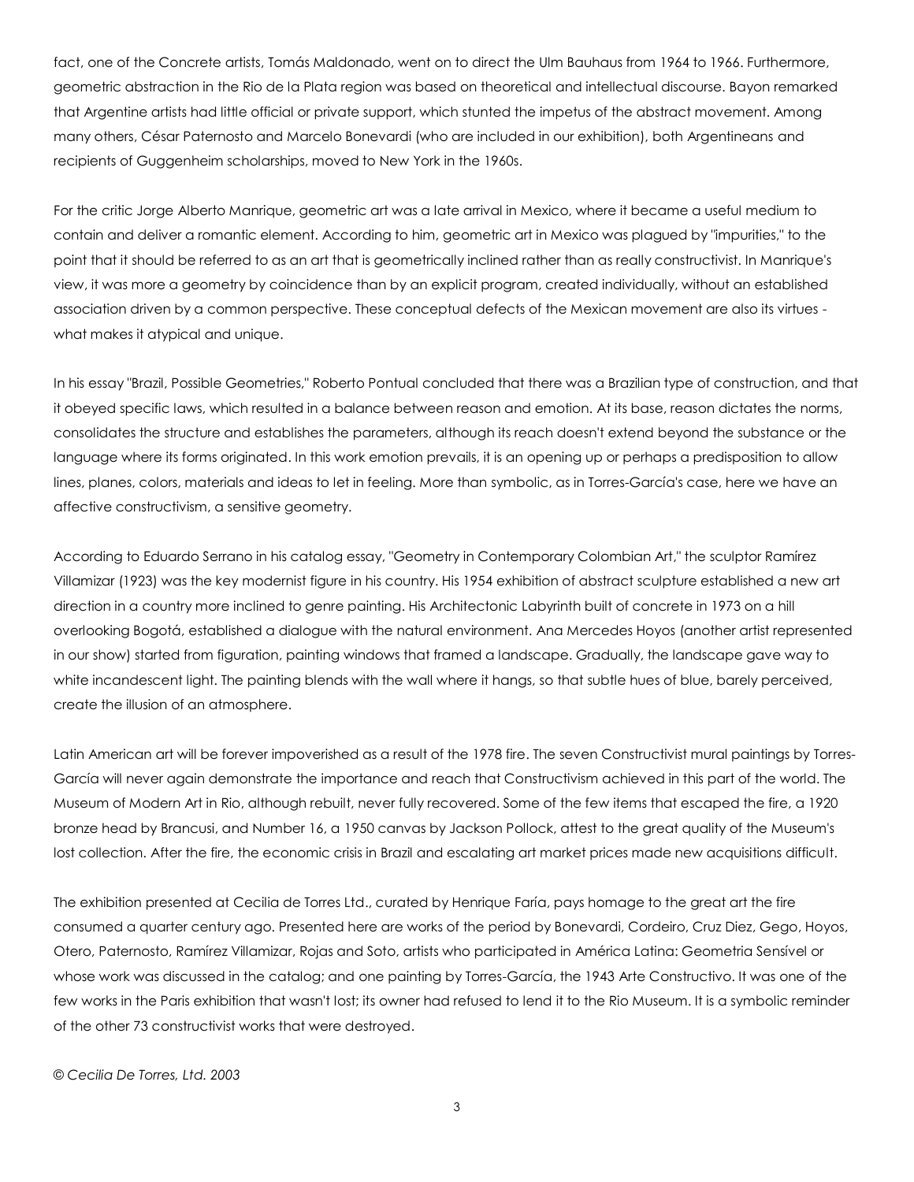fact, one of the Concrete artists, Tomás Maldonado, went on to direct the Ulm Bauhaus from 1964 to 1966. Furthermore, geometric abstraction in the Rio de la Plata region was based on theoretical and intellectual discourse. Bayon remarked that Argentine artists had little official or private support, which stunted the impetus of the abstract movement. Among many others, César Paternosto and Marcelo Bonevardi (who are included in our exhibition), both Argentineans and recipients of Guggenheim scholarships, moved to New York in the 1960s.

For the critic Jorge Alberto Manrique, geometric art was a late arrival in Mexico, where it became a useful medium to contain and deliver a romantic element. According to him, geometric art in Mexico was plagued by "impurities," to the point that it should be referred to as an art that is geometrically inclined rather than as really constructivist. In Manrique's view, it was more a geometry by coincidence than by an explicit program, created individually, without an established association driven by a common perspective. These conceptual defects of the Mexican movement are also its virtues - what makes it atypical and unique.

In his essay "Brazil, Possible Geometries," Roberto Pontual concluded that there was a Brazilian type of construction, and that it obeyed specific laws, which resulted in a balance between reason and emotion. At its base, reason dictates the norms, consolidates the structure and establishes the parameters, although its reach doesn't extend beyond the substance or the language where its forms originated. In this work emotion prevails, it is an opening up or perhaps a predisposition to allow lines, planes, colors, materials and ideas to let in feeling. More than symbolic, as in Torres-García's case, here we have an affective constructivism, a sensitive geometry.

According to Eduardo Serrano in his catalog essay, "Geometry in Contemporary Colombian Art," the sculptor Ramírez Villamizar (1923) was the key modernist figure in his country. His 1954 exhibition of abstract sculpture established a new art direction in a country more inclined to genre painting. His Architectonic Labyrinth built of concrete in 1973 on a hill overlooking Bogotá, established a dialogue with the natural environment. Ana Mercedes Hoyos (another artist represented in our show) started from figuration, painting windows that framed a landscape. Gradually, the landscape gave way to white incandescent light. The painting blends with the wall where it hangs, so that subtle hues of blue, barely perceived, create the illusion of an atmosphere.

Latin American art will be forever impoverished as a result of the 1978 fire. The seven Constructivist mural paintings by Torres-García will never again demonstrate the importance and reach that Constructivism achieved in this part of the world. The Museum of Modern Art in Rio, although rebuilt, never fully recovered. Some of the few items that escaped the fire, a 1920 bronze head by Brancusi, and Number 16, a 1950 canvas by Jackson Pollock, attest to the great quality of the Museum's lost collection. After the fire, the economic crisis in Brazil and escalating art market prices made new acquisitions difficult.

The exhibition presented at Cecilia de Torres Ltd., curated by Henrique Faría, pays homage to the great art the fire consumed a quarter century ago. Presented here are works of the period by Bonevardi, Cordeiro, Cruz Diez, Gego, Hoyos, Otero, Paternosto, Ramírez Villamizar, Rojas and Soto, artists who participated in América Latina: Geometria Sensível or whose work was discussed in the catalog; and one painting by Torres-García, the 1943 Arte Constructivo. It was one of the few works in the Paris exhibition that wasn't lost; its owner had refused to lend it to the Rio Museum. It is a symbolic reminder of the other 73 constructivist works that were destroyed.

*© Cecilia De Torres, Ltd. 2003*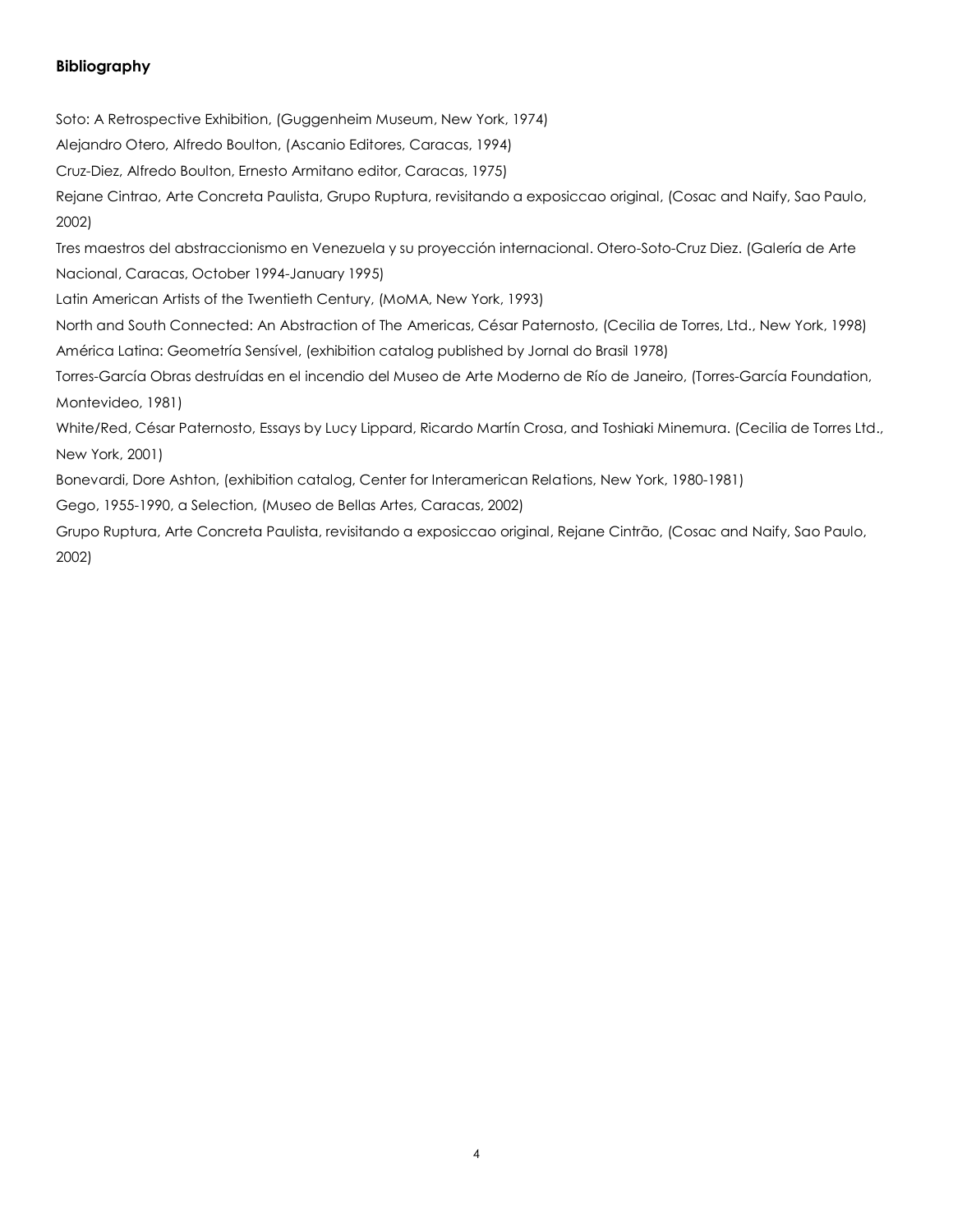**Bibliography**

Soto: A Retrospective Exhibition, (Guggenheim Museum, New York, 1974)

Alejandro Otero, Alfredo Boulton, (Ascanio Editores, Caracas, 1994)

Cruz-Diez, Alfredo Boulton, Ernesto Armitano editor, Caracas, 1975)

Rejane Cintrao, Arte Concreta Paulista, Grupo Ruptura, revisitando a exposiccao original, (Cosac and Naify, Sao Paulo, 2002)

Tres maestros del abstraccionismo en Venezuela y su proyección internacional. Otero-Soto-Cruz Diez. (Galería de Arte Nacional, Caracas, October 1994-January 1995)

Latin American Artists of the Twentieth Century, (MoMA, New York, 1993)

North and South Connected: An Abstraction of The Americas, César Paternosto, (Cecilia de Torres, Ltd., New York, 1998)

América Latina: Geometría Sensível, (exhibition catalog published by Jornal do Brasil 1978)

Torres-García Obras destruídas en el incendio del Museo de Arte Moderno de Río de Janeiro, (Torres-García Foundation, Montevideo, 1981)

White/Red, César Paternosto, Essays by Lucy Lippard, Ricardo Martín Crosa, and Toshiaki Minemura. (Cecilia de Torres Ltd., New York, 2001)

Bonevardi, Dore Ashton, (exhibition catalog, Center for Interamerican Relations, New York, 1980-1981)

Gego, 1955-1990, a Selection, (Museo de Bellas Artes, Caracas, 2002)

Grupo Ruptura, Arte Concreta Paulista, revisitando a exposiccao original, Rejane Cintrão, (Cosac and Naify, Sao Paulo, 2002)